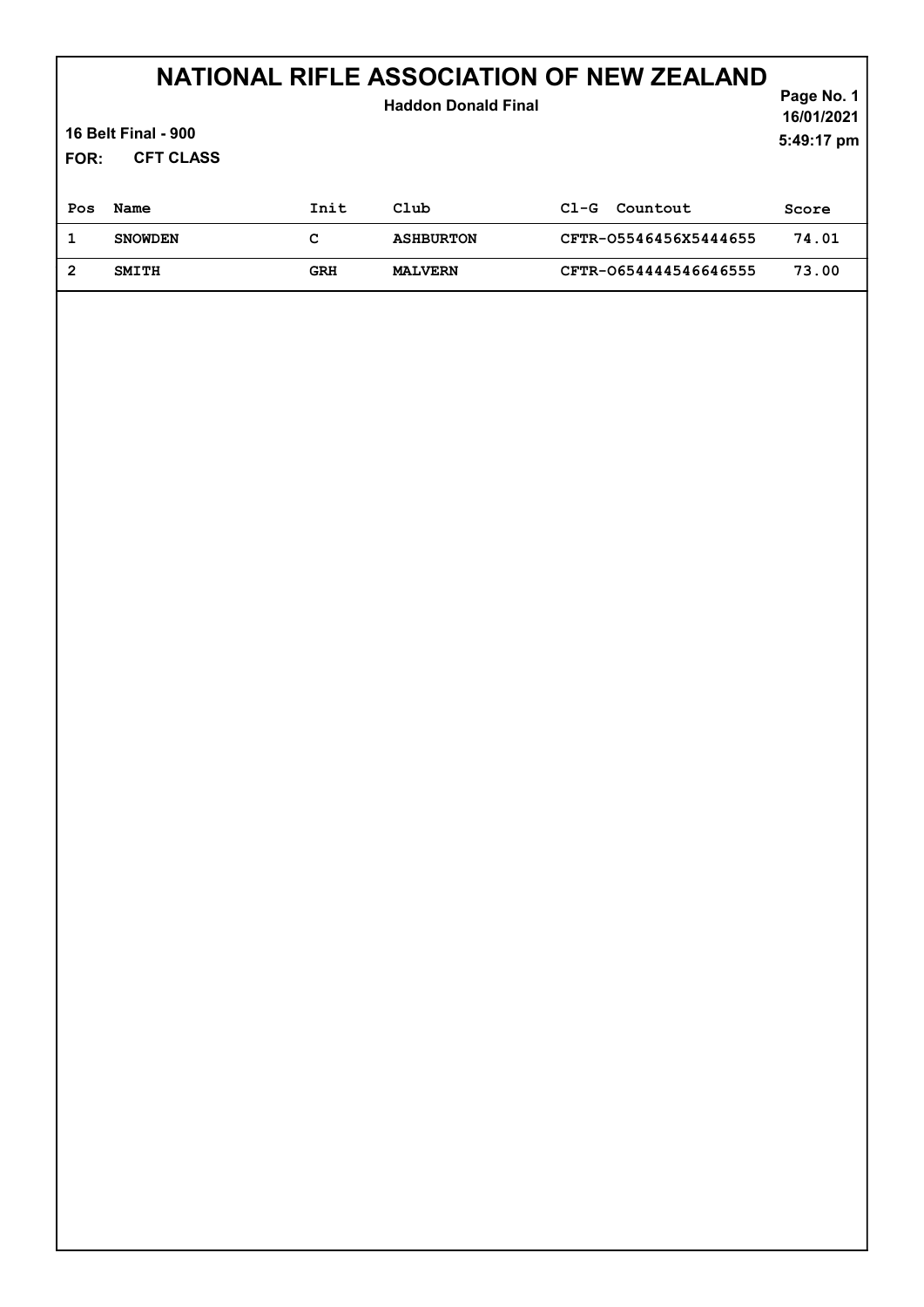# NATIONAL RIFLE ASSOCIATION OF NEW ZEALAND

**Haddon Donald Final**

16/01/2021

5:49:17 pm

**16 Belt Final - 900**

**FOR: CFT CLASS**

| Pos | Name | Init | Club | Cl-G Countout | Score |
|---|---|---|---|---|---|
| 1 | SNOWDEN | C | ASHBURTON | CFTR-O5546456X5444655 | 74.01 |
| 2 | SMITH | GRH | MALVERN | CFTR-O654444546646555 | 73.00 |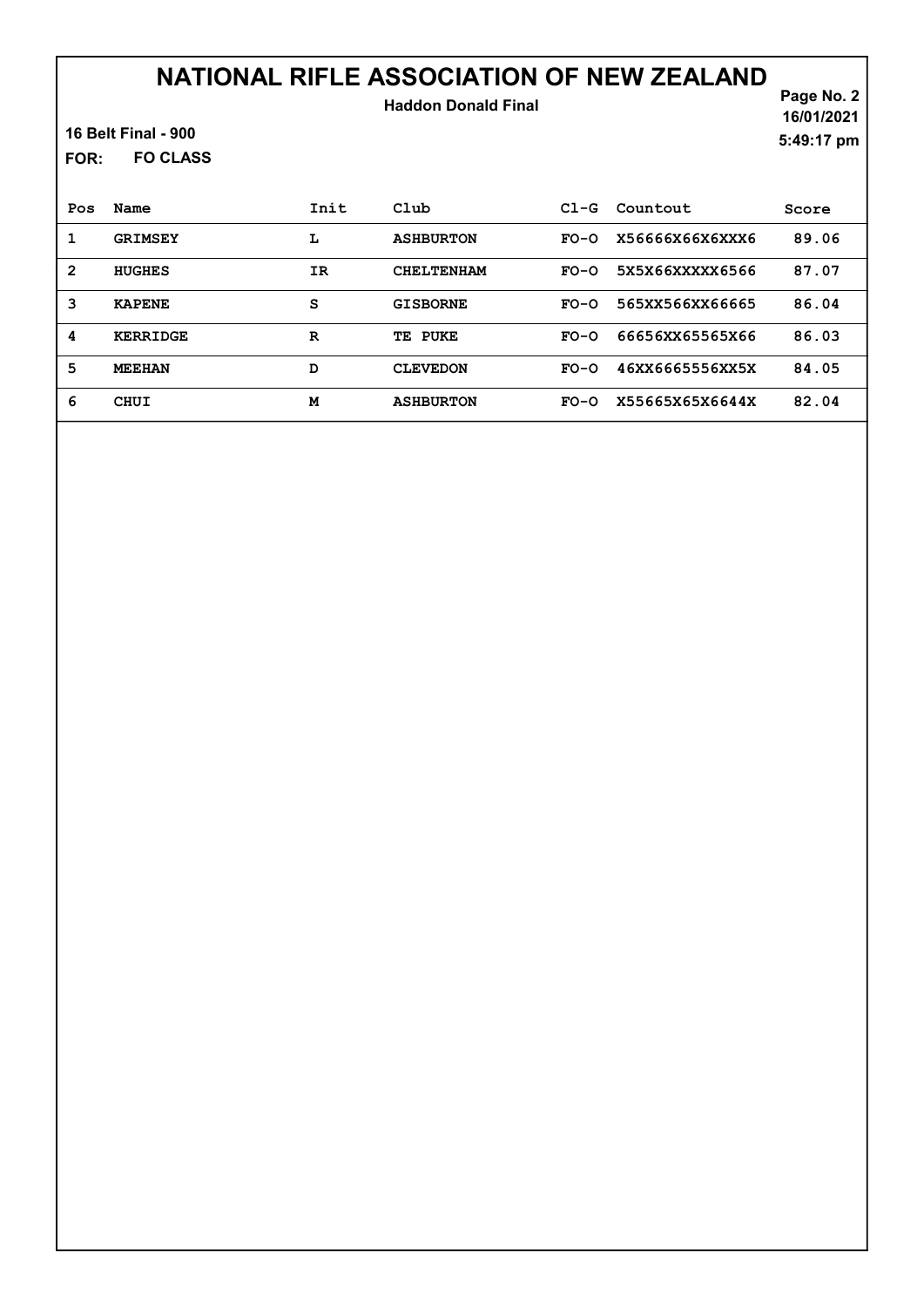# NATIONAL RIFLE ASSOCIATION OF NEW ZEALAND

**Haddon Donald Final**

**16 Belt Final - 900**

**FOR: FO CLASS**

16/01/2021
5:49:17 pm

| Pos | Name | Init | Club | Cl-G | Countout | Score |
|---|---|---|---|---|---|---|
| 1 | GRIMSEY | L | ASHBURTON | FO-O | X56666X66X6XXX6 | 89.06 |
| 2 | HUGHES | IR | CHELTENHAM | FO-O | 5X5X66XXXXX6566 | 87.07 |
| 3 | KAPENE | S | GISBORNE | FO-O | 565XX566XX66665 | 86.04 |
| 4 | KERRIDGE | R | TE PUKE | FO-O | 66656XX65565X66 | 86.03 |
| 5 | MEEHAN | D | CLEVEDON | FO-O | 46XX6665556XX5X | 84.05 |
| 6 | CHUI | M | ASHBURTON | FO-O | X55665X65X6644X | 82.04 |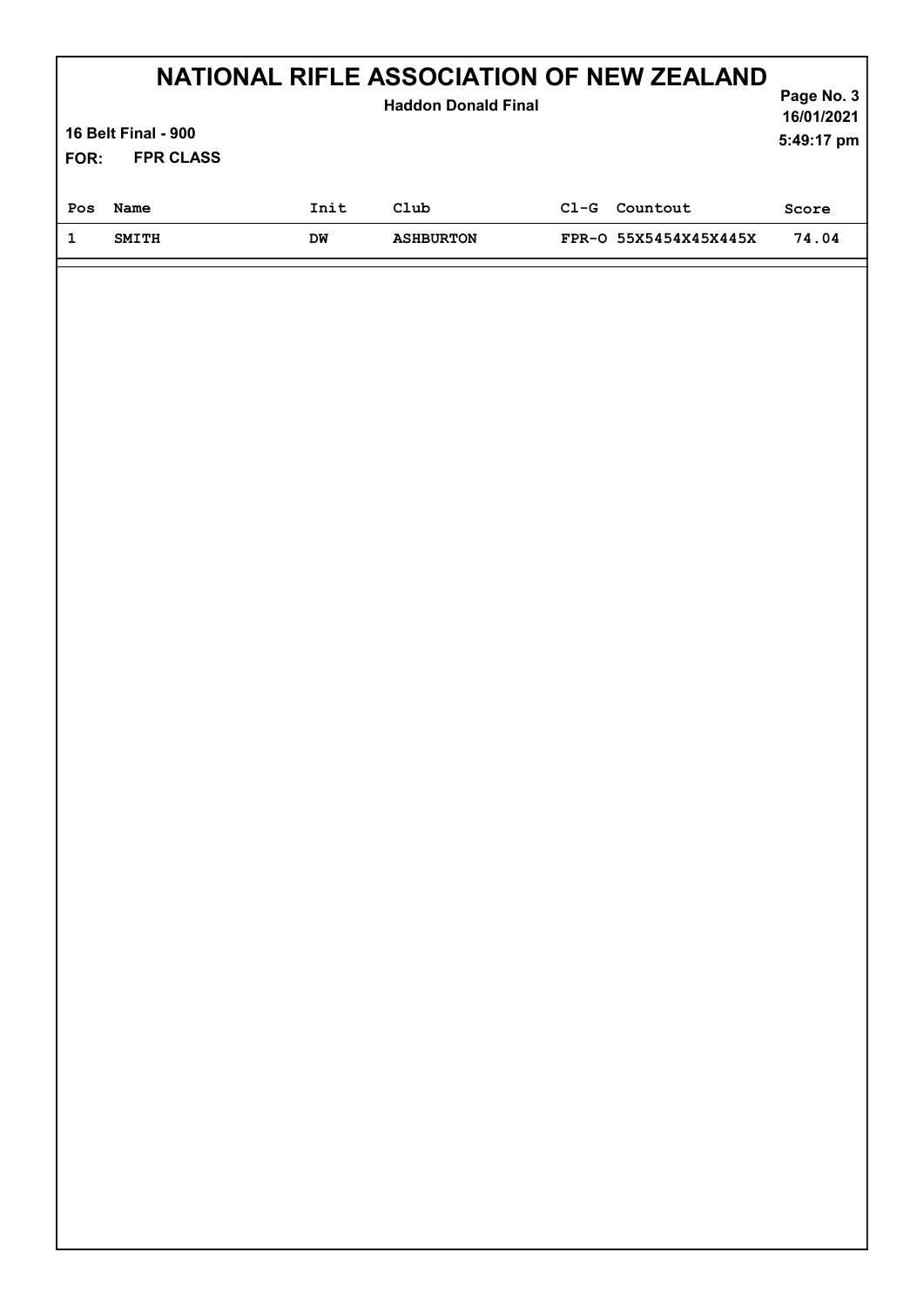# NATIONAL RIFLE ASSOCIATION OF NEW ZEALAND

**Haddon Donald Final**

**16 Belt Final - 900**

**FOR: FPR CLASS**

16/01/2021
5:49:17 pm

| Pos | Name | Init | Club | Cl-G | Countout | Score |
|---|---|---|---|---|---|---|
| 1 | SMITH | DW | ASHBURTON | FPR-O | 55X5454X45X445X | 74.04 |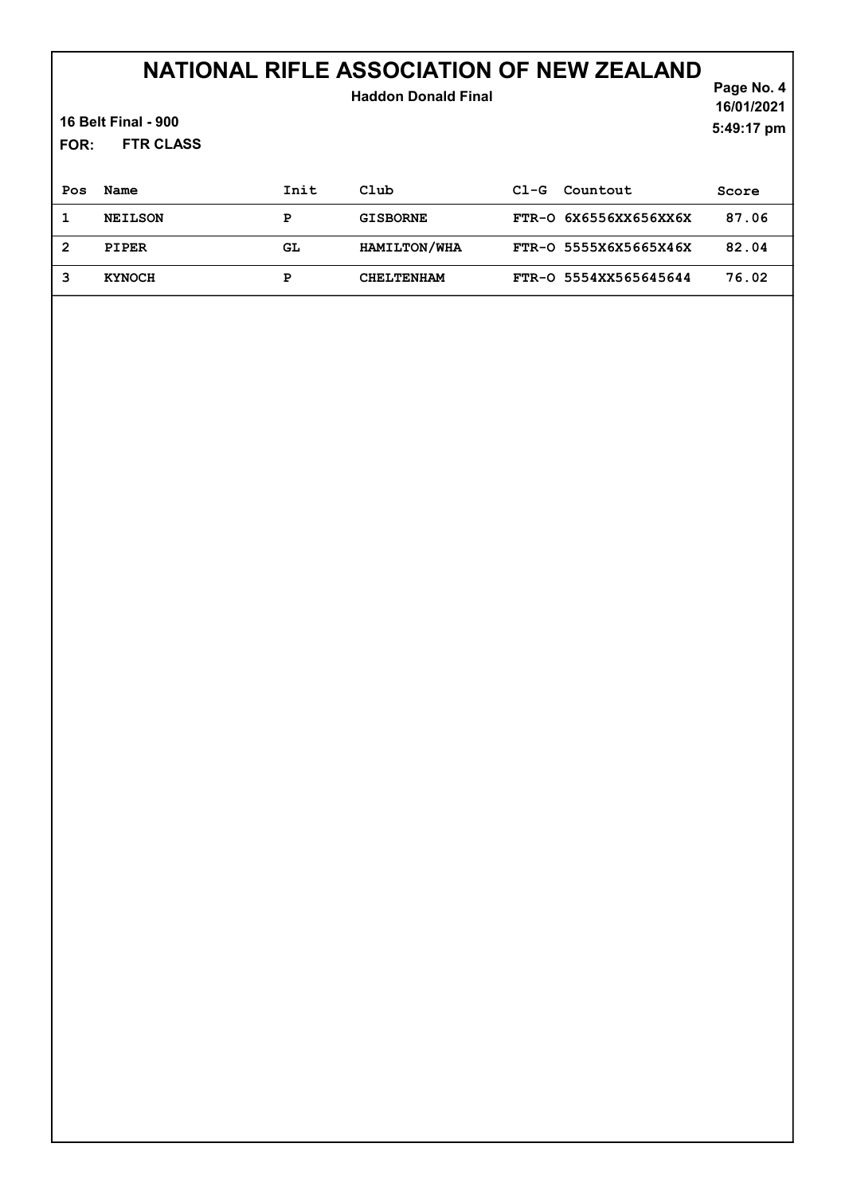# NATIONAL RIFLE ASSOCIATION OF NEW ZEALAND

**Haddon Donald Final**

**16 Belt Final - 900**

**FOR: FTR CLASS**

16/01/2021
5:49:17 pm

| Pos | Name | Init | Club | Cl-G | Countout | Score |
|---|---|---|---|---|---|---|
| 1 | NEILSON | P | GISBORNE | FTR-O | 6X6556XX656XX6X | 87.06 |
| 2 | PIPER | GL | HAMILTON/WHA | FTR-O | 5555X6X5665X46X | 82.04 |
| 3 | KYNOCH | P | CHELTENHAM | FTR-O | 5554XX565645644 | 76.02 |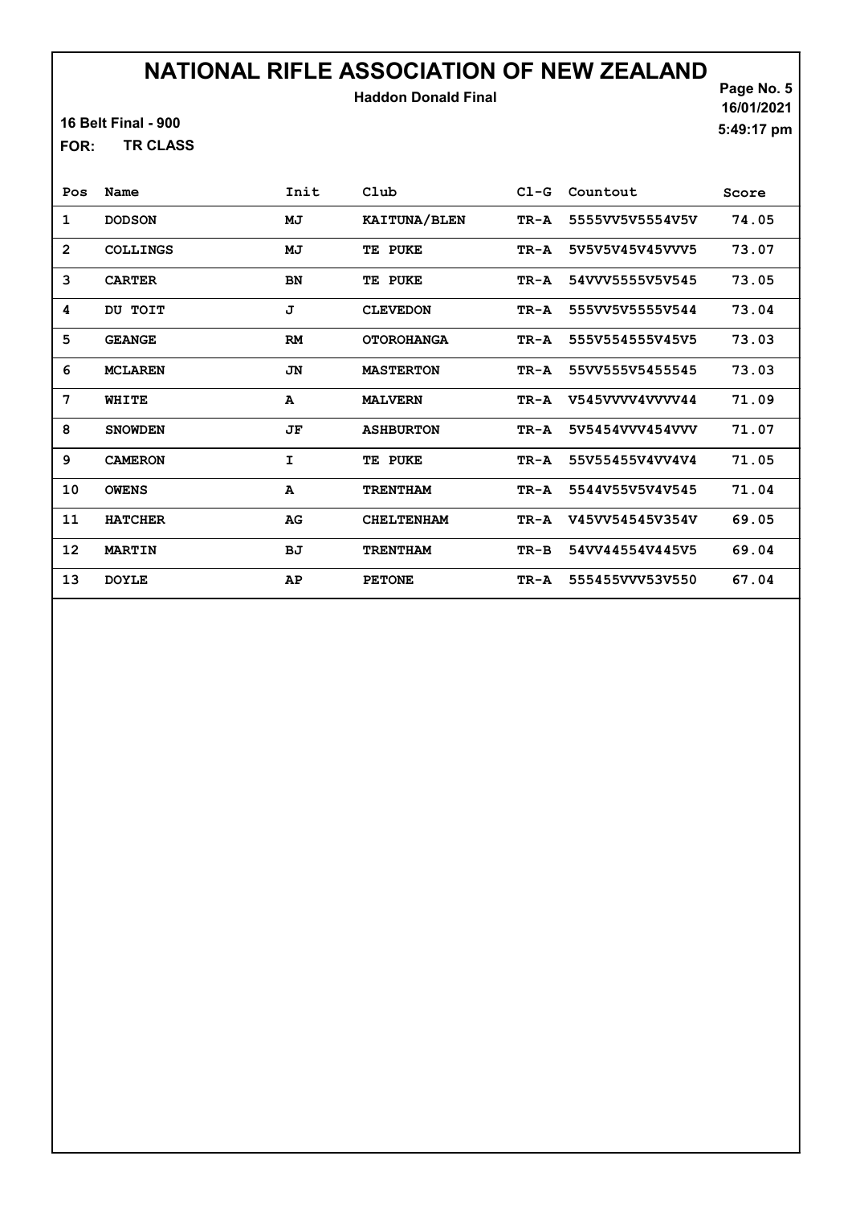# NATIONAL RIFLE ASSOCIATION OF NEW ZEALAND

Haddon Donald Final

16 Belt Final - 900

FOR: TR CLASS

16/01/2021

5:49:17 pm

| Pos | Name | Init | Club | Cl-G | Countout | Score |
|---|---|---|---|---|---|---|
| 1 | DODSON | MJ | KAITUNA/BLEN | TR-A | 5555VV5V5554V5V | 74.05 |
| 2 | COLLINGS | MJ | TE PUKE | TR-A | 5V5V5V45V45VVV5 | 73.07 |
| 3 | CARTER | BN | TE PUKE | TR-A | 54VVV5555V5V545 | 73.05 |
| 4 | DU TOIT | J | CLEVEDON | TR-A | 555VV5V5555V544 | 73.04 |
| 5 | GEANGE | RM | OTOROHANGA | TR-A | 555V554555V45V5 | 73.03 |
| 6 | MCLAREN | JN | MASTERTON | TR-A | 55VV555V5455545 | 73.03 |
| 7 | WHITE | A | MALVERN | TR-A | V545VVVV4VVVV44 | 71.09 |
| 8 | SNOWDEN | JF | ASHBURTON | TR-A | 5V5454VVV454VVV | 71.07 |
| 9 | CAMERON | I | TE PUKE | TR-A | 55V55455V4VV4V4 | 71.05 |
| 10 | OWENS | A | TRENTHAM | TR-A | 5544V55V5V4V545 | 71.04 |
| 11 | HATCHER | AG | CHELTENHAM | TR-A | V45VV54545V354V | 69.05 |
| 12 | MARTIN | BJ | TRENTHAM | TR-B | 54VV44554V445V5 | 69.04 |
| 13 | DOYLE | AP | PETONE | TR-A | 555455VVV53V550 | 67.04 |